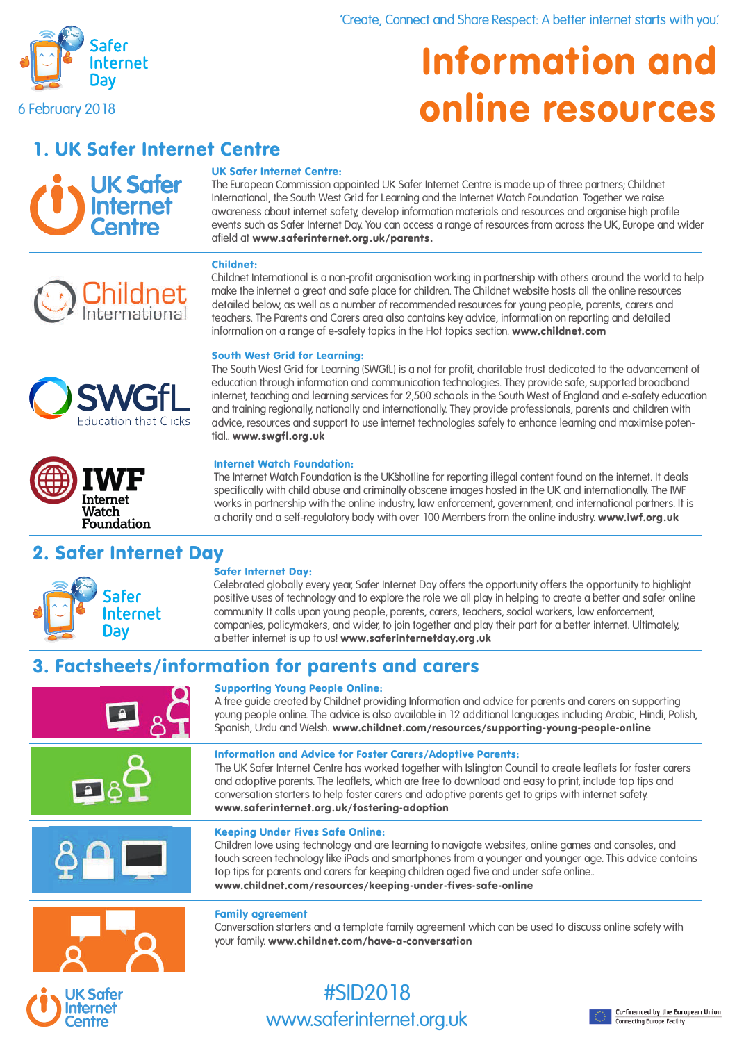'Create, Connect and Share Respect: A better internet starts with you.'

Safer Internet Day

6 February 2018

# Information and online resources

## 1. UK Safer Internet Centre

**UK Safer Internet Centre:**
The European Commission appointed UK Safer Internet Centre is made up of three partners; Childnet International, the South West Grid for Learning and the Internet Watch Foundation. Together we raise awareness about internet safety, develop information materials and resources and organise high profile events such as Safer Internet Day. You can access a range of resources from across the UK, Europe and wider afield at **www.saferinternet.org.uk/parents.**

**Childnet:**
Childnet International is a non-profit organisation working in partnership with others around the world to help make the internet a great and safe place for children. The Childnet website hosts all the online resources detailed below, as well as a number of recommended resources for young people, parents, carers and teachers. The Parents and Carers area also contains key advice, information on reporting and detailed information on a range of e-safety topics in the Hot topics section. **www.childnet.com**

**South West Grid for Learning:**
The South West Grid for Learning (SWGfL) is a not for profit, charitable trust dedicated to the advancement of education through information and communication technologies. They provide safe, supported broadband internet, teaching and learning services for 2,500 schools in the South West of England and e-safety education and training regionally, nationally and internationally. They provide professionals, parents and children with advice, resources and support to use internet technologies safely to enhance learning and maximise potential.. **www.swgfl.org.uk**

**Internet Watch Foundation:**
The Internet Watch Foundation is the UKshotline for reporting illegal content found on the internet. It deals specifically with child abuse and criminally obscene images hosted in the UK and internationally. The IWF works in partnership with the online industry, law enforcement, government, and international partners. It is a charity and a self-regulatory body with over 100 Members from the online industry. **www.iwf.org.uk**

## 2. Safer Internet Day

**Safer Internet Day:**
Celebrated globally every year, Safer Internet Day offers the opportunity offers the opportunity to highlight positive uses of technology and to explore the role we all play in helping to create a better and safer online community. It calls upon young people, parents, carers, teachers, social workers, law enforcement, companies, policymakers, and wider, to join together and play their part for a better internet. Ultimately, a better internet is up to us! **www.saferinternetday.org.uk**

## 3. Factsheets/information for parents and carers

**Supporting Young People Online:**
A free guide created by Childnet providing Information and advice for parents and carers on supporting young people online. The advice is also available in 12 additional languages including Arabic, Hindi, Polish, Spanish, Urdu and Welsh. **www.childnet.com/resources/supporting-young-people-online**

**Information and Advice for Foster Carers/Adoptive Parents:**
The UK Safer Internet Centre has worked together with Islington Council to create leaflets for foster carers and adoptive parents. The leaflets, which are free to download and easy to print, include top tips and conversation starters to help foster carers and adoptive parents get to grips with internet safety. **www.saferinternet.org.uk/fostering-adoption**

**Keeping Under Fives Safe Online:**
Children love using technology and are learning to navigate websites, online games and consoles, and touch screen technology like iPads and smartphones from a younger and younger age. This advice contains top tips for parents and carers for keeping children aged five and under safe online.. **www.childnet.com/resources/keeping-under-fives-safe-online**

**Family agreement**
Conversation starters and a template family agreement which can be used to discuss online safety with your family. **www.childnet.com/have-a-conversation**

#SID2018

www.saferinternet.org.uk

Co-financed by the European Union
Connecting Europe Facility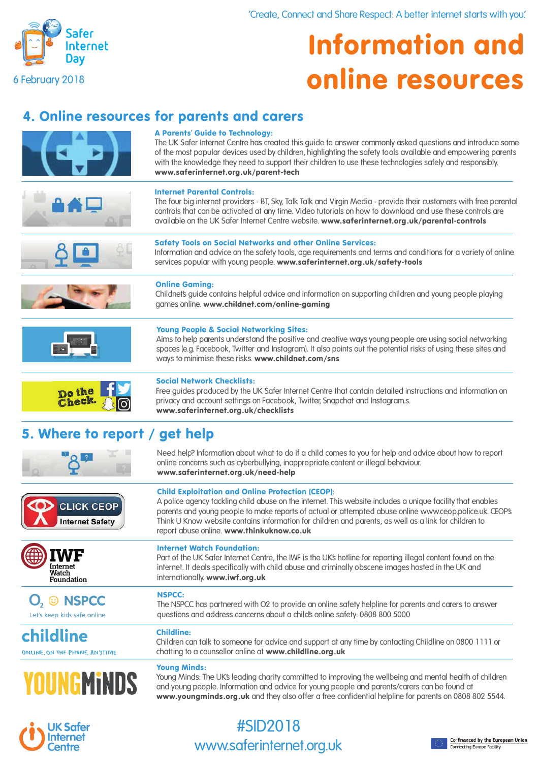'Create, Connect and Share Respect: A better internet starts with you.'

Safer Internet Day

6 February 2018

# Information and online resources

## 4. Online resources for parents and carers

**A Parents' Guide to Technology:**
The UK Safer Internet Centre has created this guide to answer commonly asked questions and introduce some of the most popular devices used by children, highlighting the safety tools available and empowering parents with the knowledge they need to support their children to use these technologies safely and responsibly.
**www.saferinternet.org.uk/parent-tech**

**Internet Parental Controls:**
The four big internet providers - BT, Sky, Talk Talk and Virgin Media - provide their customers with free parental controls that can be activated at any time. Video tutorials on how to download and use these controls are available on the UK Safer Internet Centre website. **www.saferinternet.org.uk/parental-controls**

**Safety Tools on Social Networks and other Online Services:**
Information and advice on the safety tools, age requirements and terms and conditions for a variety of online services popular with young people. **www.saferinternet.org.uk/safety-tools**

**Online Gaming:**
Childnet's guide contains helpful advice and information on supporting children and young people playing games online. **www.childnet.com/online-gaming**

**Young People & Social Networking Sites:**
Aims to help parents understand the positive and creative ways young people are using social networking spaces (e.g. Facebook, Twitter and Instagram). It also points out the potential risks of using these sites and ways to minimise these risks. **www.childnet.com/sns**

**Social Network Checklists:**
Free guides produced by the UK Safer Internet Centre that contain detailed instructions and information on privacy and account settings on Facebook, Twitter, Snapchat and Instagram.s.
**www.saferinternet.org.uk/checklists**

## 5. Where to report / get help

Need help? Information about what to do if a child comes to you for help and advice about how to report online concerns such as cyberbullying, inappropriate content or illegal behaviour.
**www.saferinternet.org.uk/need-help**

**Child Exploitation and Online Protection (CEOP)**:
A police agency tackling child abuse on the internet. This website includes a unique facility that enables parents and young people to make reports of actual or attempted abuse online www.ceop.police.uk. CEOP's Think U Know website contains information for children and parents, as well as a link for children to report abuse online. **www.thinkuknow.co.uk**

**Internet Watch Foundation:**
Part of the UK Safer Internet Centre, the IWF is the UK's hotline for reporting illegal content found on the internet. It deals specifically with child abuse and criminally obscene images hosted in the UK and internationally. **www.iwf.org.uk**

**NSPCC:**
The NSPCC has partnered with O2 to provide an online safety helpline for parents and carers to answer questions and address concerns about a child's online safety: 0808 800 5000

**Childline:**
Children can talk to someone for advice and support at any time by contacting Childline on 0800 1111 or chatting to a counsellor online at **www.childline.org.uk**

**Young Minds:**
Young Minds: The UK's leading charity committed to improving the wellbeing and mental health of children and young people. Information and advice for young people and parents/carers can be found at **www.youngminds.org.uk** and they also offer a free confidential helpline for parents on 0808 802 5544.

UK Safer Internet Centre

#SID2018

www.saferinternet.org.uk

Co-financed by the European Union
Connecting Europe Facility